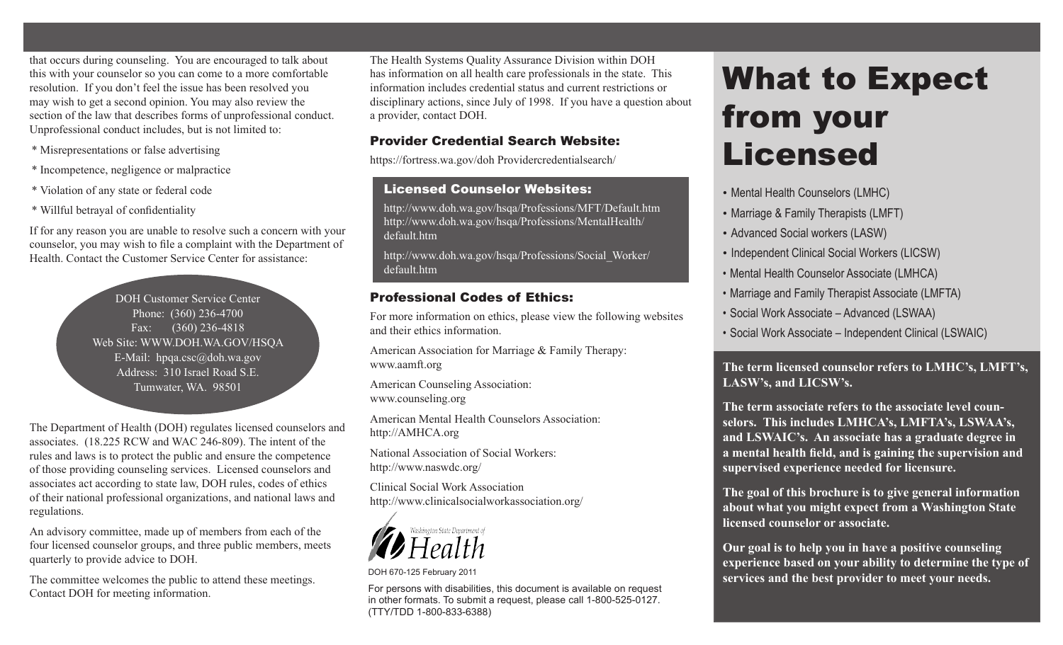that occurs during counseling. You are encouraged to talk about this with your counselor so you can come to a more comfortable resolution. If you don't feel the issue has been resolved you may wish to get a second opinion. You may also review the section of the law that describes forms of unprofessional conduct. Unprofessional conduct includes, but is not limited to:

* Misrepresentations or false advertising
* Incompetence, negligence or malpractice
* Violation of any state or federal code
* Willful betrayal of confidentiality

If for any reason you are unable to resolve such a concern with your counselor, you may wish to file a complaint with the Department of Health. Contact the Customer Service Center for assistance:

DOH Customer Service Center
Phone: (360) 236-4700
Fax: (360) 236-4818
Web Site: WWW.DOH.WA.GOV/HSQA
E-Mail: hpqa.csc@doh.wa.gov
Address: 310 Israel Road S.E.
Tumwater, WA. 98501

The Department of Health (DOH) regulates licensed counselors and associates. (18.225 RCW and WAC 246-809). The intent of the rules and laws is to protect the public and ensure the competence of those providing counseling services. Licensed counselors and associates act according to state law, DOH rules, codes of ethics of their national professional organizations, and national laws and regulations.

An advisory committee, made up of members from each of the four licensed counselor groups, and three public members, meets quarterly to provide advice to DOH.

The committee welcomes the public to attend these meetings. Contact DOH for meeting information.

The Health Systems Quality Assurance Division within DOH has information on all health care professionals in the state. This information includes credential status and current restrictions or disciplinary actions, since July of 1998. If you have a question about a provider, contact DOH.

## Provider Credential Search Website:

https://fortress.wa.gov/doh Providercredentialsearch/

## Licensed Counselor Websites:

http://www.doh.wa.gov/hsqa/Professions/MFT/Default.htm
http://www.doh.wa.gov/hsqa/Professions/MentalHealth/default.htm

http://www.doh.wa.gov/hsqa/Professions/Social_Worker/default.htm

## Professional Codes of Ethics:

For more information on ethics, please view the following websites and their ethics information.

American Association for Marriage & Family Therapy:
www.aamft.org

American Counseling Association:
www.counseling.org

American Mental Health Counselors Association:
http://AMHCA.org

National Association of Social Workers:
http://www.naswdc.org/

Clinical Social Work Association
http://www.clinicalsocialworkassociation.org/

Washington State Department of Health

DOH 670-125 February 2011

For persons with disabilities, this document is available on request in other formats. To submit a request, please call 1-800-525-0127. (TTY/TDD 1-800-833-6388)

# What to Expect from your Licensed

- Mental Health Counselors (LMHC)
- Marriage & Family Therapists (LMFT)
- Advanced Social workers (LASW)
- Independent Clinical Social Workers (LICSW)
- Mental Health Counselor Associate (LMHCA)
- Marriage and Family Therapist Associate (LMFTA)
- Social Work Associate – Advanced (LSWAA)
- Social Work Associate – Independent Clinical (LSWAIC)

**The term licensed counselor refers to LMHC's, LMFT's, LASW's, and LICSW's.**

**The term associate refers to the associate level counselors. This includes LMHCA's, LMFTA's, LSWAA's, and LSWAIC's. An associate has a graduate degree in a mental health field, and is gaining the supervision and supervised experience needed for licensure.**

**The goal of this brochure is to give general information about what you might expect from a Washington State licensed counselor or associate.**

**Our goal is to help you in have a positive counseling experience based on your ability to determine the type of services and the best provider to meet your needs.**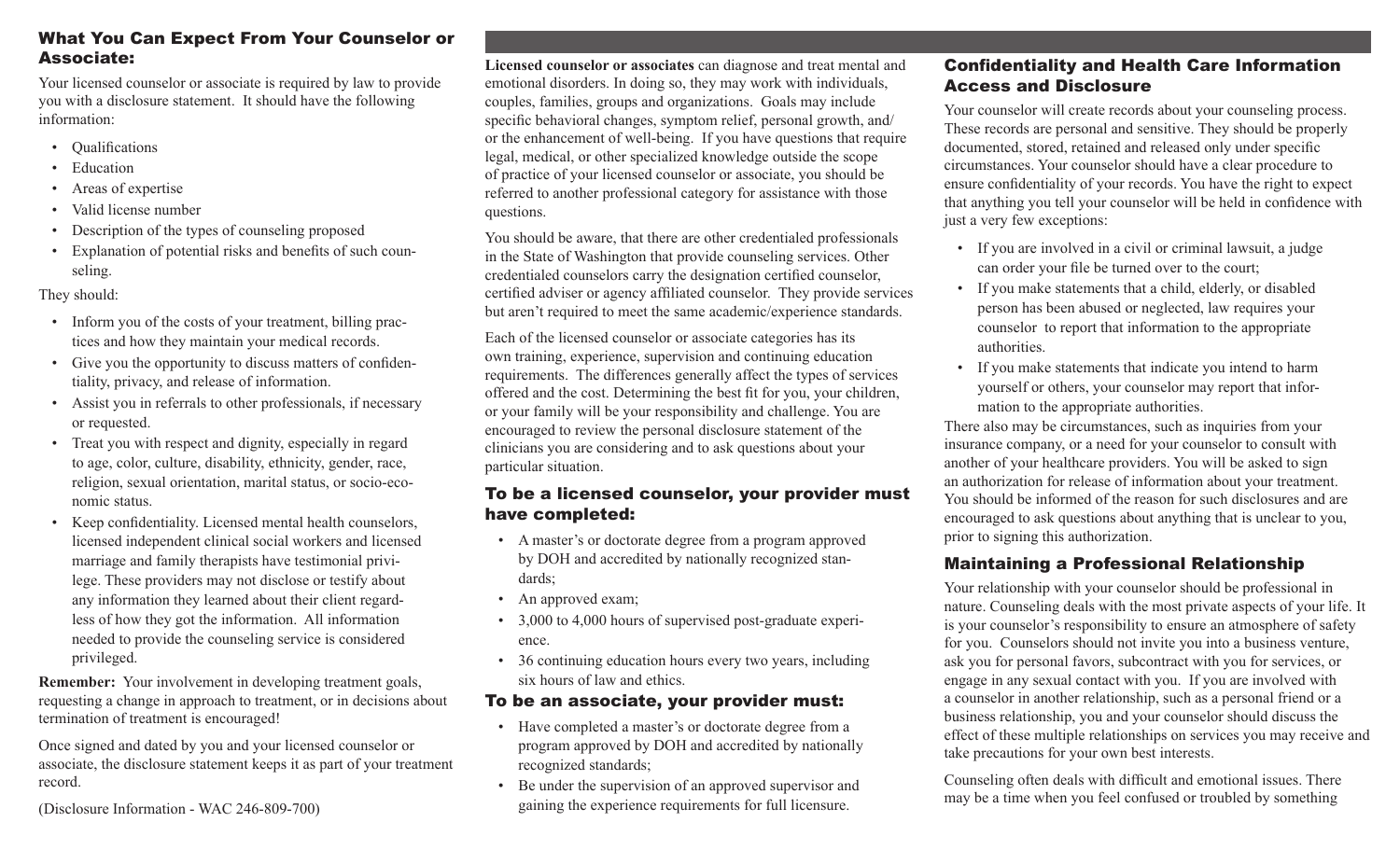## What You Can Expect From Your Counselor or Associate:

Your licensed counselor or associate is required by law to provide you with a disclosure statement. It should have the following information:

- Qualifications
- Education
- Areas of expertise
- Valid license number
- Description of the types of counseling proposed
- Explanation of potential risks and benefits of such counseling.

They should:

- Inform you of the costs of your treatment, billing practices and how they maintain your medical records.
- Give you the opportunity to discuss matters of confidentiality, privacy, and release of information.
- Assist you in referrals to other professionals, if necessary or requested.
- Treat you with respect and dignity, especially in regard to age, color, culture, disability, ethnicity, gender, race, religion, sexual orientation, marital status, or socio-economic status.
- Keep confidentiality. Licensed mental health counselors, licensed independent clinical social workers and licensed marriage and family therapists have testimonial privilege. These providers may not disclose or testify about any information they learned about their client regardless of how they got the information. All information needed to provide the counseling service is considered privileged.

**Remember:** Your involvement in developing treatment goals, requesting a change in approach to treatment, or in decisions about termination of treatment is encouraged!

Once signed and dated by you and your licensed counselor or associate, the disclosure statement keeps it as part of your treatment record.

(Disclosure Information - WAC 246-809-700)

**Licensed counselor or associates** can diagnose and treat mental and emotional disorders. In doing so, they may work with individuals, couples, families, groups and organizations. Goals may include specific behavioral changes, symptom relief, personal growth, and/or the enhancement of well-being. If you have questions that require legal, medical, or other specialized knowledge outside the scope of practice of your licensed counselor or associate, you should be referred to another professional category for assistance with those questions.

You should be aware, that there are other credentialed professionals in the State of Washington that provide counseling services. Other credentialed counselors carry the designation certified counselor, certified adviser or agency affiliated counselor. They provide services but aren't required to meet the same academic/experience standards.

Each of the licensed counselor or associate categories has its own training, experience, supervision and continuing education requirements. The differences generally affect the types of services offered and the cost. Determining the best fit for you, your children, or your family will be your responsibility and challenge. You are encouraged to review the personal disclosure statement of the clinicians you are considering and to ask questions about your particular situation.

### To be a licensed counselor, your provider must have completed:

- A master's or doctorate degree from a program approved by DOH and accredited by nationally recognized standards;
- An approved exam;
- 3,000 to 4,000 hours of supervised post-graduate experience.
- 36 continuing education hours every two years, including six hours of law and ethics.

### To be an associate, your provider must:

- Have completed a master's or doctorate degree from a program approved by DOH and accredited by nationally recognized standards;
- Be under the supervision of an approved supervisor and gaining the experience requirements for full licensure.

## Confidentiality and Health Care Information Access and Disclosure

Your counselor will create records about your counseling process. These records are personal and sensitive. They should be properly documented, stored, retained and released only under specific circumstances. Your counselor should have a clear procedure to ensure confidentiality of your records. You have the right to expect that anything you tell your counselor will be held in confidence with just a very few exceptions:

- If you are involved in a civil or criminal lawsuit, a judge can order your file be turned over to the court;
- If you make statements that a child, elderly, or disabled person has been abused or neglected, law requires your counselor to report that information to the appropriate authorities.
- If you make statements that indicate you intend to harm yourself or others, your counselor may report that information to the appropriate authorities.

There also may be circumstances, such as inquiries from your insurance company, or a need for your counselor to consult with another of your healthcare providers. You will be asked to sign an authorization for release of information about your treatment. You should be informed of the reason for such disclosures and are encouraged to ask questions about anything that is unclear to you, prior to signing this authorization.

## Maintaining a Professional Relationship

Your relationship with your counselor should be professional in nature. Counseling deals with the most private aspects of your life. It is your counselor's responsibility to ensure an atmosphere of safety for you. Counselors should not invite you into a business venture, ask you for personal favors, subcontract with you for services, or engage in any sexual contact with you. If you are involved with a counselor in another relationship, such as a personal friend or a business relationship, you and your counselor should discuss the effect of these multiple relationships on services you may receive and take precautions for your own best interests.

Counseling often deals with difficult and emotional issues. There may be a time when you feel confused or troubled by something